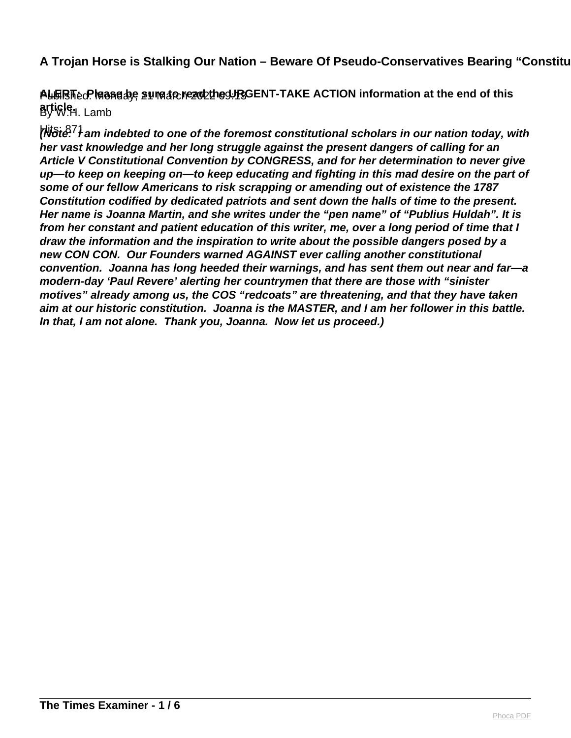# A Trojan Horse is Stalking Our Nation – Beware Of Pseudo-Conservatives Bearing "Constitu

Published: Monday, 21 March 2022 09:13

By W.H. Lamb

Hits: 871

**ALERT: Please be sure to read the URGENT-TAKE ACTION information at the end of this article.**

***(Note: I am indebted to one of the foremost constitutional scholars in our nation today, with her vast knowledge and her long struggle against the present dangers of calling for an Article V Constitutional Convention by CONGRESS, and for her determination to never give up—to keep on keeping on—to keep educating and fighting in this mad desire on the part of some of our fellow Americans to risk scrapping or amending out of existence the 1787 Constitution codified by dedicated patriots and sent down the halls of time to the present. Her name is Joanna Martin, and she writes under the "pen name" of "Publius Huldah". It is from her constant and patient education of this writer, me, over a long period of time that I draw the information and the inspiration to write about the possible dangers posed by a new CON CON. Our Founders warned AGAINST ever calling another constitutional convention. Joanna has long heeded their warnings, and has sent them out near and far—a modern-day 'Paul Revere' alerting her countrymen that there are those with "sinister motives" already among us, the COS "redcoats" are threatening, and that they have taken aim at our historic constitution. Joanna is the MASTER, and I am her follower in this battle. In that, I am not alone. Thank you, Joanna. Now let us proceed.)***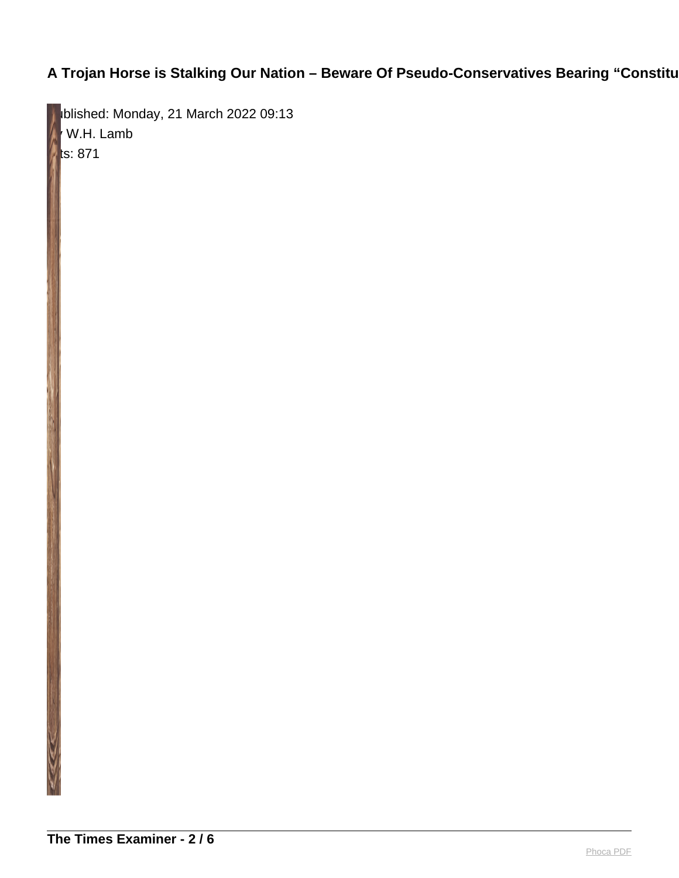**A Trojan Horse is Stalking Our Nation – Beware Of Pseudo-Conservatives Bearing "Constitu**

ublished: Monday, 21 March 2022 09:13
W.H. Lamb
ts: 871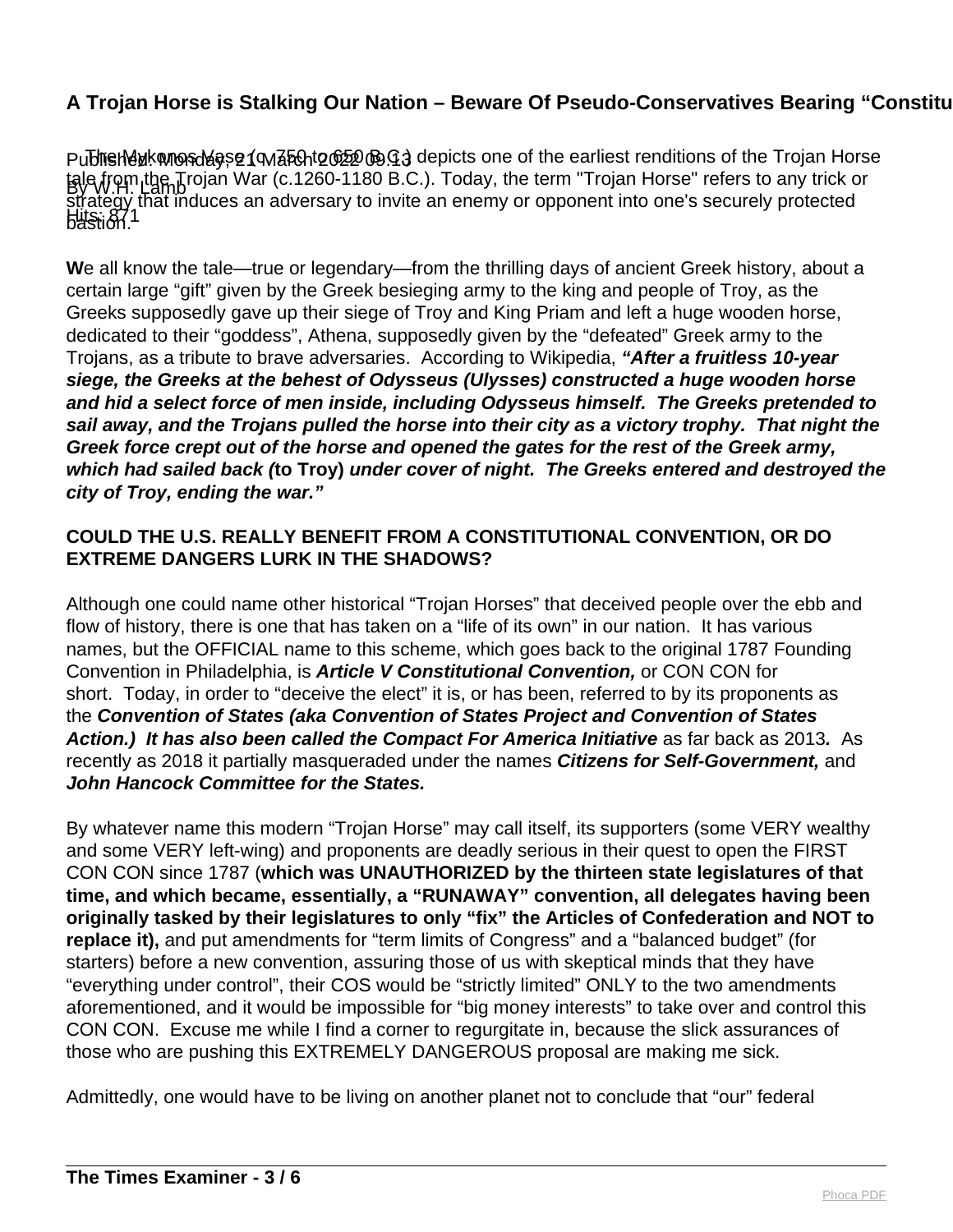# A Trojan Horse is Stalking Our Nation – Beware Of Pseudo-Conservatives Bearing "Constitu

Published: Monday, 21 March 2022 09:13
By W.H. Lamb
Hits: 871

The Mykonos Vase (c. 750 to 650 B.C.) depicts one of the earliest renditions of the Trojan Horse tale from the Trojan War (c.1260-1180 B.C.). Today, the term "Trojan Horse" refers to any trick or strategy that induces an adversary to invite an enemy or opponent into one's securely protected bastion.

**W**e all know the tale—true or legendary—from the thrilling days of ancient Greek history, about a certain large "gift" given by the Greek besieging army to the king and people of Troy, as the Greeks supposedly gave up their siege of Troy and King Priam and left a huge wooden horse, dedicated to their "goddess", Athena, supposedly given by the "defeated" Greek army to the Trojans, as a tribute to brave adversaries. According to Wikipedia, ***"After a fruitless 10-year siege, the Greeks at the behest of Odysseus (Ulysses) constructed a huge wooden horse and hid a select force of men inside, including Odysseus himself. The Greeks pretended to sail away, and the Trojans pulled the horse into their city as a victory trophy. That night the Greek force crept out of the horse and opened the gates for the rest of the Greek army, which had sailed back (*****to Troy)** ***under cover of night. The Greeks entered and destroyed the city of Troy, ending the war."***

**COULD THE U.S. REALLY BENEFIT FROM A CONSTITUTIONAL CONVENTION, OR DO EXTREME DANGERS LURK IN THE SHADOWS?**

Although one could name other historical "Trojan Horses" that deceived people over the ebb and flow of history, there is one that has taken on a "life of its own" in our nation. It has various names, but the OFFICIAL name to this scheme, which goes back to the original 1787 Founding Convention in Philadelphia, is ***Article V Constitutional Convention,*** or CON CON for short. Today, in order to "deceive the elect" it is, or has been, referred to by its proponents as the ***Convention of States (aka Convention of States Project and Convention of States Action.) It has also been called the Compact For America Initiative*** as far back as 2013***.*** As recently as 2018 it partially masqueraded under the names ***Citizens for Self-Government,*** and ***John Hancock Committee for the States.***

By whatever name this modern "Trojan Horse" may call itself, its supporters (some VERY wealthy and some VERY left-wing) and proponents are deadly serious in their quest to open the FIRST CON CON since 1787 (**which was UNAUTHORIZED by the thirteen state legislatures of that time, and which became, essentially, a "RUNAWAY" convention, all delegates having been originally tasked by their legislatures to only "fix" the Articles of Confederation and NOT to replace it),** and put amendments for "term limits of Congress" and a "balanced budget" (for starters) before a new convention, assuring those of us with skeptical minds that they have "everything under control", their COS would be "strictly limited" ONLY to the two amendments aforementioned, and it would be impossible for "big money interests" to take over and control this CON CON. Excuse me while I find a corner to regurgitate in, because the slick assurances of those who are pushing this EXTREMELY DANGEROUS proposal are making me sick.

Admittedly, one would have to be living on another planet not to conclude that "our" federal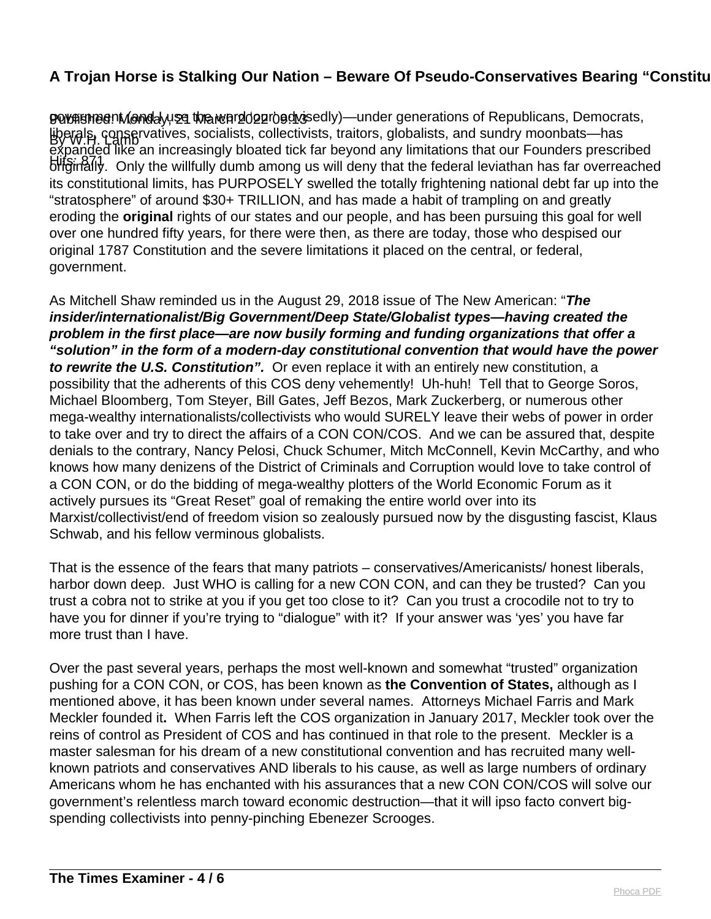government (and I use the word 'our' advisedly)—under generations of Republicans, Democrats, liberals, conservatives, socialists, collectivists, traitors, globalists, and sundry moonbats—has expanded like an increasingly bloated tick far beyond any limitations that our Founders prescribed originally. Only the willfully dumb among us will deny that the federal leviathan has far overreached its constitutional limits, has PURPOSELY swelled the totally frightening national debt far up into the "stratosphere" of around $30+ TRILLION, and has made a habit of trampling on and greatly eroding the **original** rights of our states and our people, and has been pursuing this goal for well over one hundred fifty years, for there were then, as there are today, those who despised our original 1787 Constitution and the severe limitations it placed on the central, or federal, government.

As Mitchell Shaw reminded us in the August 29, 2018 issue of The New American: "***The insider/internationalist/Big Government/Deep State/Globalist types—having created the problem in the first place—are now busily forming and funding organizations that offer a "solution" in the form of a modern-day constitutional convention that would have the power to rewrite the U.S. Constitution".*** Or even replace it with an entirely new constitution, a possibility that the adherents of this COS deny vehemently! Uh-huh! Tell that to George Soros, Michael Bloomberg, Tom Steyer, Bill Gates, Jeff Bezos, Mark Zuckerberg, or numerous other mega-wealthy internationalists/collectivists who would SURELY leave their webs of power in order to take over and try to direct the affairs of a CON CON/COS. And we can be assured that, despite denials to the contrary, Nancy Pelosi, Chuck Schumer, Mitch McConnell, Kevin McCarthy, and who knows how many denizens of the District of Criminals and Corruption would love to take control of a CON CON, or do the bidding of mega-wealthy plotters of the World Economic Forum as it actively pursues its "Great Reset" goal of remaking the entire world over into its Marxist/collectivist/end of freedom vision so zealously pursued now by the disgusting fascist, Klaus Schwab, and his fellow verminous globalists.

That is the essence of the fears that many patriots – conservatives/Americanists/ honest liberals, harbor down deep. Just WHO is calling for a new CON CON, and can they be trusted? Can you trust a cobra not to strike at you if you get too close to it? Can you trust a crocodile not to try to have you for dinner if you're trying to "dialogue" with it? If your answer was 'yes' you have far more trust than I have.

Over the past several years, perhaps the most well-known and somewhat "trusted" organization pushing for a CON CON, or COS, has been known as **the Convention of States,** although as I mentioned above, it has been known under several names. Attorneys Michael Farris and Mark Meckler founded it**.** When Farris left the COS organization in January 2017, Meckler took over the reins of control as President of COS and has continued in that role to the present. Meckler is a master salesman for his dream of a new constitutional convention and has recruited many well-known patriots and conservatives AND liberals to his cause, as well as large numbers of ordinary Americans whom he has enchanted with his assurances that a new CON CON/COS will solve our government's relentless march toward economic destruction—that it will ipso facto convert big-spending collectivists into penny-pinching Ebenezer Scrooges.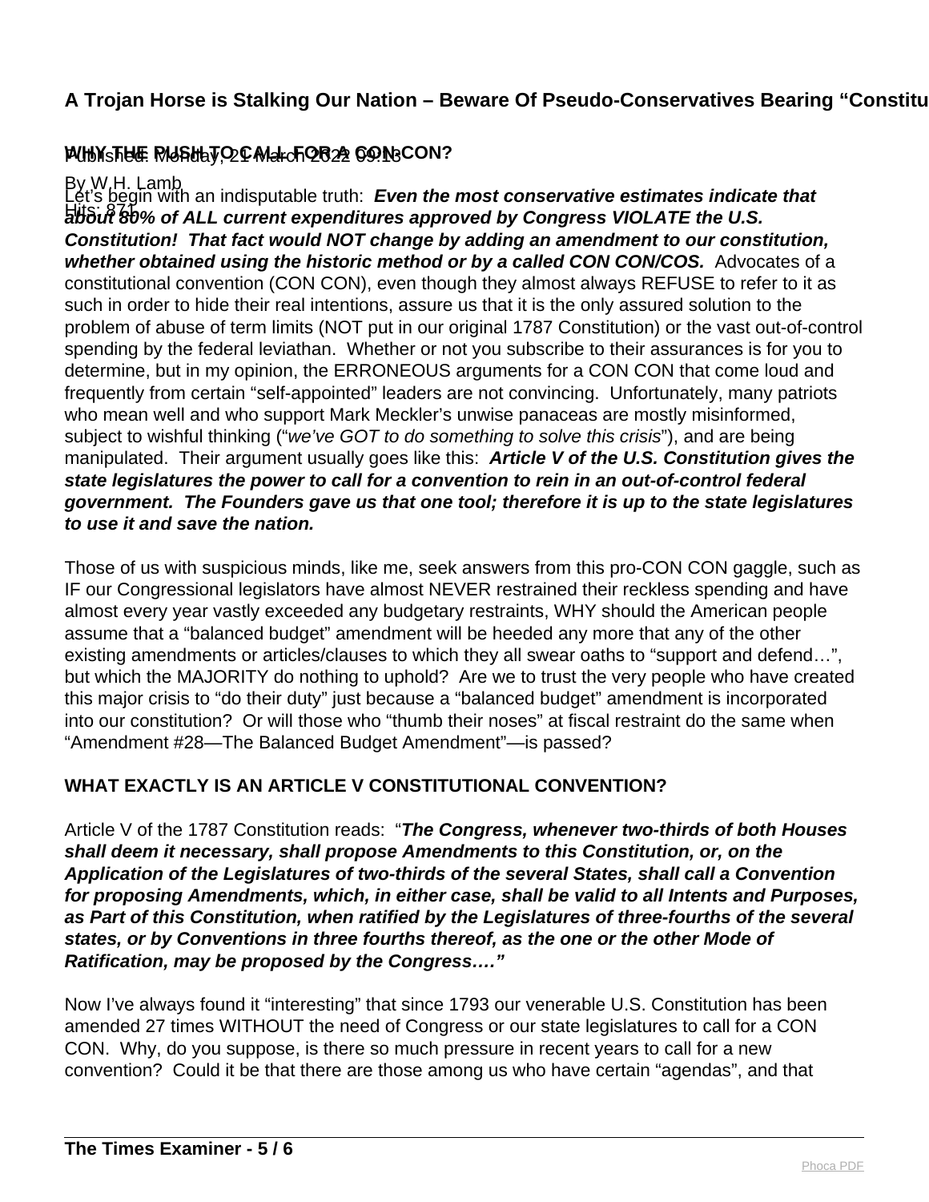## A Trojan Horse is Stalking Our Nation – Beware Of Pseudo-Conservatives Bearing "Constitu

Published: Monday, 21 March 2022 09:13

By W.H. Lamb

Hits: 871

### WHY THE PUSH TO CALL FOR A CON-CON?

Let's begin with an indisputable truth: ***Even the most conservative estimates indicate that about 80% of ALL current expenditures approved by Congress VIOLATE the U.S. Constitution! That fact would NOT change by adding an amendment to our constitution, whether obtained using the historic method or by a called CON CON/COS.*** Advocates of a constitutional convention (CON CON), even though they almost always REFUSE to refer to it as such in order to hide their real intentions, assure us that it is the only assured solution to the problem of abuse of term limits (NOT put in our original 1787 Constitution) or the vast out-of-control spending by the federal leviathan. Whether or not you subscribe to their assurances is for you to determine, but in my opinion, the ERRONEOUS arguments for a CON CON that come loud and frequently from certain "self-appointed" leaders are not convincing. Unfortunately, many patriots who mean well and who support Mark Meckler's unwise panaceas are mostly misinformed, subject to wishful thinking ("*we've GOT to do something to solve this crisis*"), and are being manipulated. Their argument usually goes like this: ***Article V of the U.S. Constitution gives the state legislatures the power to call for a convention to rein in an out-of-control federal government. The Founders gave us that one tool; therefore it is up to the state legislatures to use it and save the nation.***

Those of us with suspicious minds, like me, seek answers from this pro-CON CON gaggle, such as IF our Congressional legislators have almost NEVER restrained their reckless spending and have almost every year vastly exceeded any budgetary restraints, WHY should the American people assume that a "balanced budget" amendment will be heeded any more that any of the other existing amendments or articles/clauses to which they all swear oaths to "support and defend…", but which the MAJORITY do nothing to uphold? Are we to trust the very people who have created this major crisis to "do their duty" just because a "balanced budget" amendment is incorporated into our constitution? Or will those who "thumb their noses" at fiscal restraint do the same when "Amendment #28—The Balanced Budget Amendment"—is passed?

### WHAT EXACTLY IS AN ARTICLE V CONSTITUTIONAL CONVENTION?

Article V of the 1787 Constitution reads: "***The Congress, whenever two-thirds of both Houses shall deem it necessary, shall propose Amendments to this Constitution, or, on the Application of the Legislatures of two-thirds of the several States, shall call a Convention for proposing Amendments, which, in either case, shall be valid to all Intents and Purposes, as Part of this Constitution, when ratified by the Legislatures of three-fourths of the several states, or by Conventions in three fourths thereof, as the one or the other Mode of Ratification, may be proposed by the Congress…."***

Now I've always found it "interesting" that since 1793 our venerable U.S. Constitution has been amended 27 times WITHOUT the need of Congress or our state legislatures to call for a CON CON. Why, do you suppose, is there so much pressure in recent years to call for a new convention? Could it be that there are those among us who have certain "agendas", and that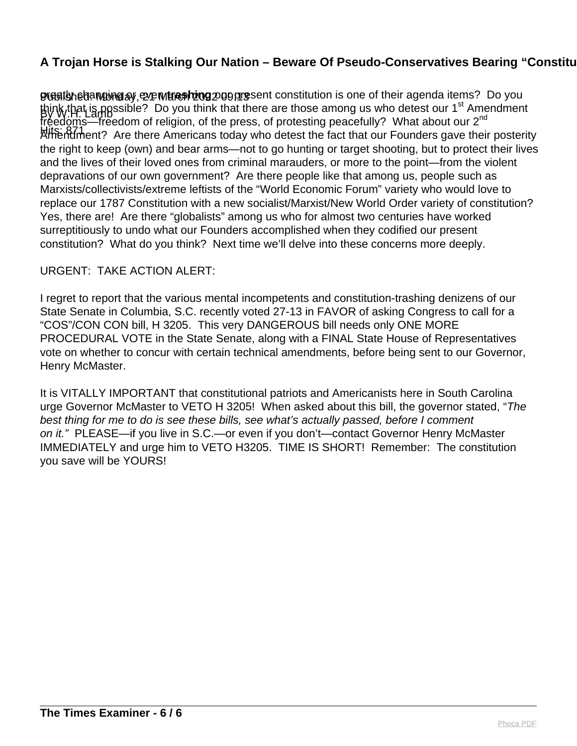greatly changing or even **trashing** our present constitution is one of their agenda items? Do you think that is possible? Do you think that there are those among us who detest our 1st Amendment freedoms—freedom of religion, of the press, of protesting peacefully? What about our 2nd Amendment? Are there Americans today who detest the fact that our Founders gave their posterity the right to keep (own) and bear arms—not to go hunting or target shooting, but to protect their lives and the lives of their loved ones from criminal marauders, or more to the point—from the violent depravations of our own government? Are there people like that among us, people such as Marxists/collectivists/extreme leftists of the "World Economic Forum" variety who would love to replace our 1787 Constitution with a new socialist/Marxist/New World Order variety of constitution? Yes, there are! Are there "globalists" among us who for almost two centuries have worked surreptitiously to undo what our Founders accomplished when they codified our present constitution? What do you think? Next time we'll delve into these concerns more deeply.

URGENT: TAKE ACTION ALERT:

I regret to report that the various mental incompetents and constitution-trashing denizens of our State Senate in Columbia, S.C. recently voted 27-13 in FAVOR of asking Congress to call for a "COS"/CON CON bill, H 3205. This very DANGEROUS bill needs only ONE MORE PROCEDURAL VOTE in the State Senate, along with a FINAL State House of Representatives vote on whether to concur with certain technical amendments, before being sent to our Governor, Henry McMaster.

It is VITALLY IMPORTANT that constitutional patriots and Americanists here in South Carolina urge Governor McMaster to VETO H 3205! When asked about this bill, the governor stated, "*The best thing for me to do is see these bills, see what's actually passed, before I comment on it.*" PLEASE—if you live in S.C.—or even if you don't—contact Governor Henry McMaster IMMEDIATELY and urge him to VETO H3205. TIME IS SHORT! Remember: The constitution you save will be YOURS!